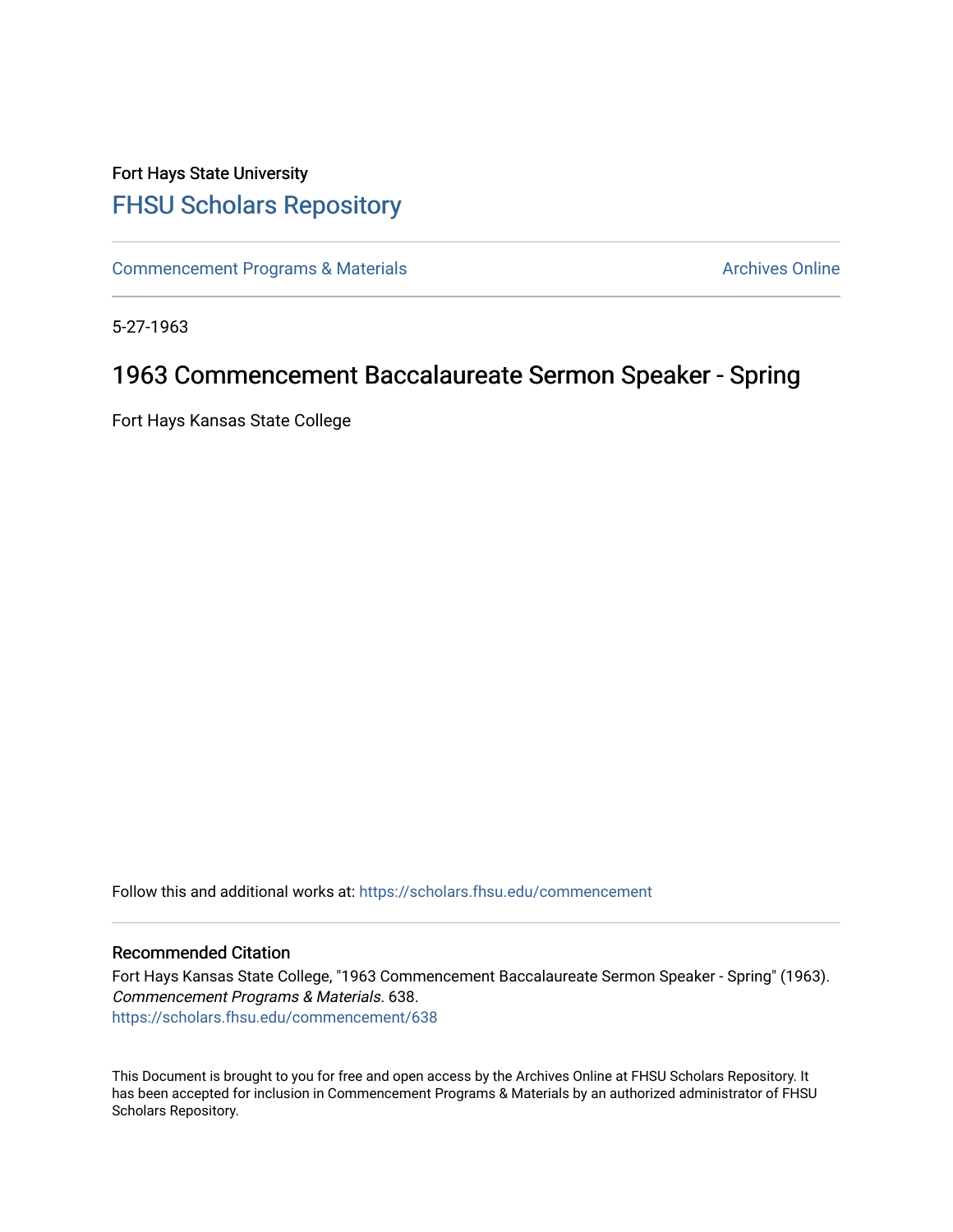Fort Hays State University

# FHSU Scholars Repository

Commencement Programs & Materials

Archives Online

5-27-1963

## 1963 Commencement Baccalaureate Sermon Speaker - Spring

Fort Hays Kansas State College

Follow this and additional works at: https://scholars.fhsu.edu/commencement

### Recommended Citation

Fort Hays Kansas State College, "1963 Commencement Baccalaureate Sermon Speaker - Spring" (1963). *Commencement Programs & Materials*. 638.
https://scholars.fhsu.edu/commencement/638

This Document is brought to you for free and open access by the Archives Online at FHSU Scholars Repository. It has been accepted for inclusion in Commencement Programs & Materials by an authorized administrator of FHSU Scholars Repository.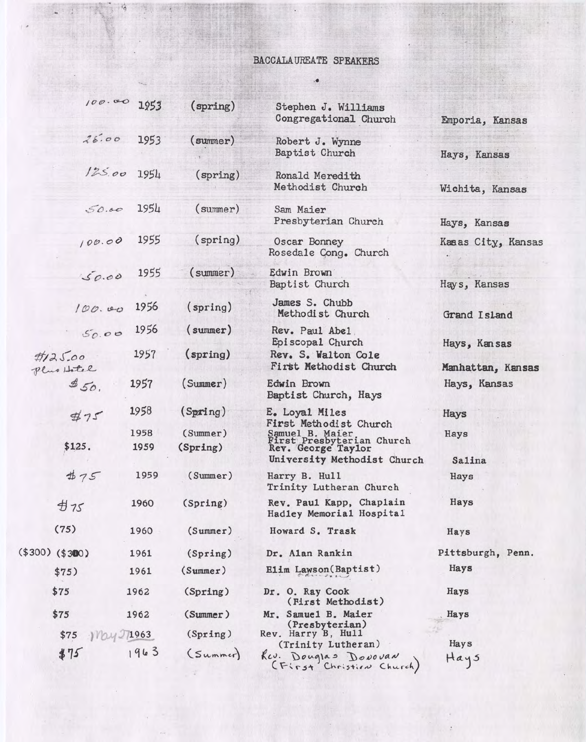# BACCALAUREATE SPEAKERS

| | | | | |
|---|---|---|---|---|
| 100.00 | 1953 | (spring) | Stephen J. Williams<br>Congregational Church | Emporia, Kansas |
| 25.00 | 1953 | (summer) | Robert J. Wynne<br>Baptist Church | Hays, Kansas |
| 125.00 | 1954 | (spring) | Ronald Meredith<br>Methodist Church | Wichita, Kansas |
| 50.00 | 1954 | (summer) | Sam Maier<br>Presbyterian Church | Hays, Kansas |
| 100.00 | 1955 | (spring) | Oscar Bonney<br>Rosedale Cong. Church | Kasas City, Kansas |
| 50.00 | 1955 | (summer) | Edwin Brown<br>Baptist Church | Hays, Kansas |
| 100.00 | 1956 | (spring) | James S. Chubb<br>Methodist Church | Grand Island |
| 50.00 | 1956 | (summer) | Rev. Paul Abel<br>Episcopal Church | Hays, Kansas |
| #125.00 plus Hotel | 1957 | (spring) | Rev. S. Walton Cole<br>First Methodist Church | Manhattan, Kansas |
| $50. | 1957 | (Summer) | Edwin Brown<br>Baptist Church, Hays | Hays, Kansas |
| #75 | 1958 | (Spring) | E. Loyal Miles<br>First Methodist Church | Hays |
| | 1958 | (Summer) | Samuel B. Maier<br>First Presbyterian Church | Hays |
| $125. | 1959 | (Spring) | Rev. George Taylor<br>University Methodist Church | Salina |
| $75 | 1959 | (Summer) | Harry B. Hull<br>Trinity Lutheran Church | Hays |
| #75 | 1960 | (Spring) | Rev. Paul Kapp, Chaplain<br>Hadley Memorial Hospital | Hays |
| (75) | 1960 | (Summer) | Howard S. Trask | Hays |
| ($300) ($300) | 1961 | (Spring) | Dr. Alan Rankin | Pittsburgh, Penn. |
| $75) | 1961 | (Summer) | Elim Lawson(Baptist) | Hays |
| $75 | 1962 | (Spring) | Dr. O. Ray Cook<br>(First Methodist) | Hays |
| $75 | 1962 | (Summer) | Mr. Samuel B. Maier<br>(Presbyterian) | Hays |
| $75 May 27 | 1963 | (Spring) | Rev. Harry B, Hull<br>(Trinity Lutheran) | Hays |
| $75 | 1963 | (Summer) | Rev. Douglas Donovan<br>(First Christian Church) | Hays |